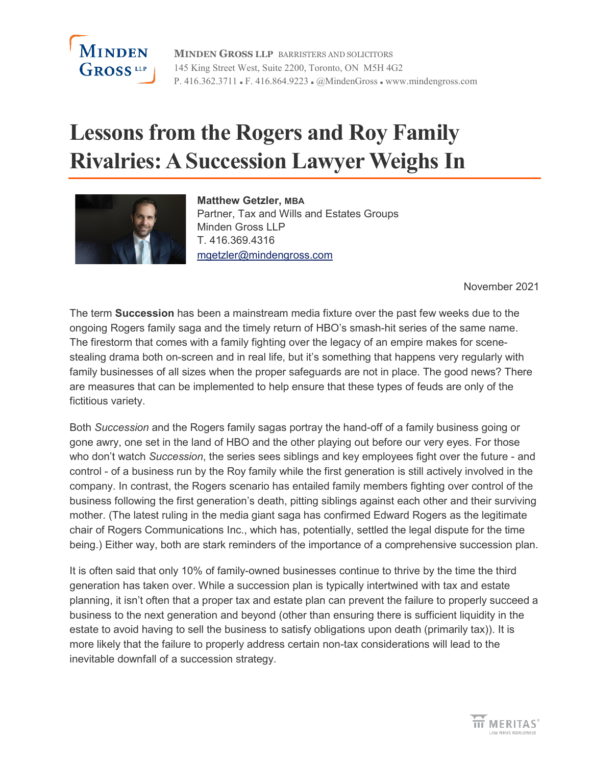**MINDEN GROSS LLP** BARRISTERS AND SOLICITORS
145 King Street West, Suite 2200, Toronto, ON M5H 4G2
P. 416.362.3711 ▪ F. 416.864.9223 ▪ @MindenGross ▪ www.mindengross.com

# Lessons from the Rogers and Roy Family Rivalries: A Succession Lawyer Weighs In

**Matthew Getzler, MBA**
Partner, Tax and Wills and Estates Groups
Minden Gross LLP
T. 416.369.4316
mgetzler@mindengross.com

November 2021

The term **Succession** has been a mainstream media fixture over the past few weeks due to the ongoing Rogers family saga and the timely return of HBO's smash-hit series of the same name. The firestorm that comes with a family fighting over the legacy of an empire makes for scene-stealing drama both on-screen and in real life, but it's something that happens very regularly with family businesses of all sizes when the proper safeguards are not in place. The good news? There are measures that can be implemented to help ensure that these types of feuds are only of the fictitious variety.

Both *Succession* and the Rogers family sagas portray the hand-off of a family business going or gone awry, one set in the land of HBO and the other playing out before our very eyes. For those who don't watch *Succession*, the series sees siblings and key employees fight over the future - and control - of a business run by the Roy family while the first generation is still actively involved in the company. In contrast, the Rogers scenario has entailed family members fighting over control of the business following the first generation's death, pitting siblings against each other and their surviving mother. (The latest ruling in the media giant saga has confirmed Edward Rogers as the legitimate chair of Rogers Communications Inc., which has, potentially, settled the legal dispute for the time being.) Either way, both are stark reminders of the importance of a comprehensive succession plan.

It is often said that only 10% of family-owned businesses continue to thrive by the time the third generation has taken over. While a succession plan is typically intertwined with tax and estate planning, it isn't often that a proper tax and estate plan can prevent the failure to properly succeed a business to the next generation and beyond (other than ensuring there is sufficient liquidity in the estate to avoid having to sell the business to satisfy obligations upon death (primarily tax)). It is more likely that the failure to properly address certain non-tax considerations will lead to the inevitable downfall of a succession strategy.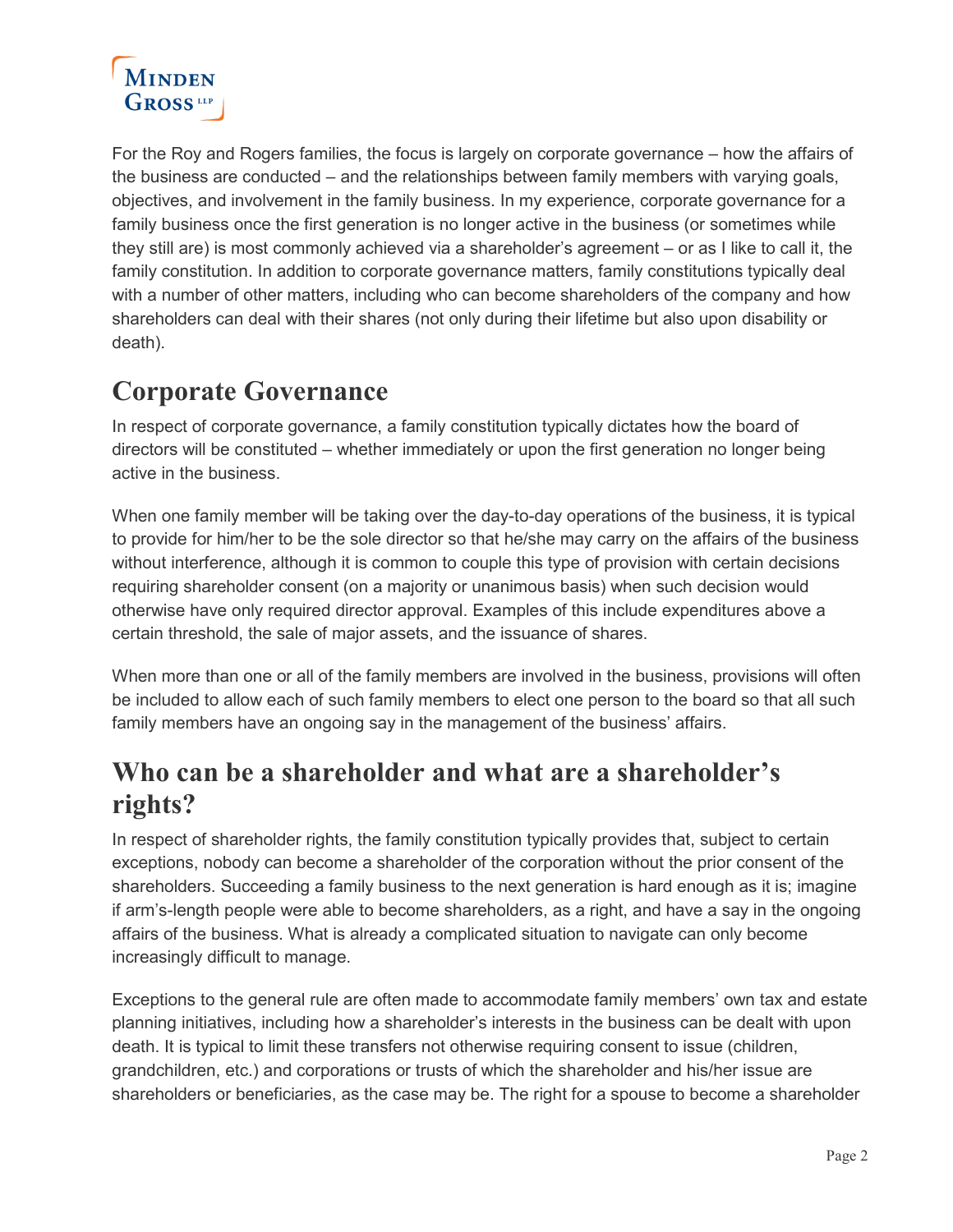For the Roy and Rogers families, the focus is largely on corporate governance – how the affairs of the business are conducted – and the relationships between family members with varying goals, objectives, and involvement in the family business. In my experience, corporate governance for a family business once the first generation is no longer active in the business (or sometimes while they still are) is most commonly achieved via a shareholder's agreement – or as I like to call it, the family constitution. In addition to corporate governance matters, family constitutions typically deal with a number of other matters, including who can become shareholders of the company and how shareholders can deal with their shares (not only during their lifetime but also upon disability or death).

## Corporate Governance

In respect of corporate governance, a family constitution typically dictates how the board of directors will be constituted – whether immediately or upon the first generation no longer being active in the business.

When one family member will be taking over the day-to-day operations of the business, it is typical to provide for him/her to be the sole director so that he/she may carry on the affairs of the business without interference, although it is common to couple this type of provision with certain decisions requiring shareholder consent (on a majority or unanimous basis) when such decision would otherwise have only required director approval. Examples of this include expenditures above a certain threshold, the sale of major assets, and the issuance of shares.

When more than one or all of the family members are involved in the business, provisions will often be included to allow each of such family members to elect one person to the board so that all such family members have an ongoing say in the management of the business' affairs.

## Who can be a shareholder and what are a shareholder's rights?

In respect of shareholder rights, the family constitution typically provides that, subject to certain exceptions, nobody can become a shareholder of the corporation without the prior consent of the shareholders. Succeeding a family business to the next generation is hard enough as it is; imagine if arm's-length people were able to become shareholders, as a right, and have a say in the ongoing affairs of the business. What is already a complicated situation to navigate can only become increasingly difficult to manage.

Exceptions to the general rule are often made to accommodate family members' own tax and estate planning initiatives, including how a shareholder's interests in the business can be dealt with upon death. It is typical to limit these transfers not otherwise requiring consent to issue (children, grandchildren, etc.) and corporations or trusts of which the shareholder and his/her issue are shareholders or beneficiaries, as the case may be. The right for a spouse to become a shareholder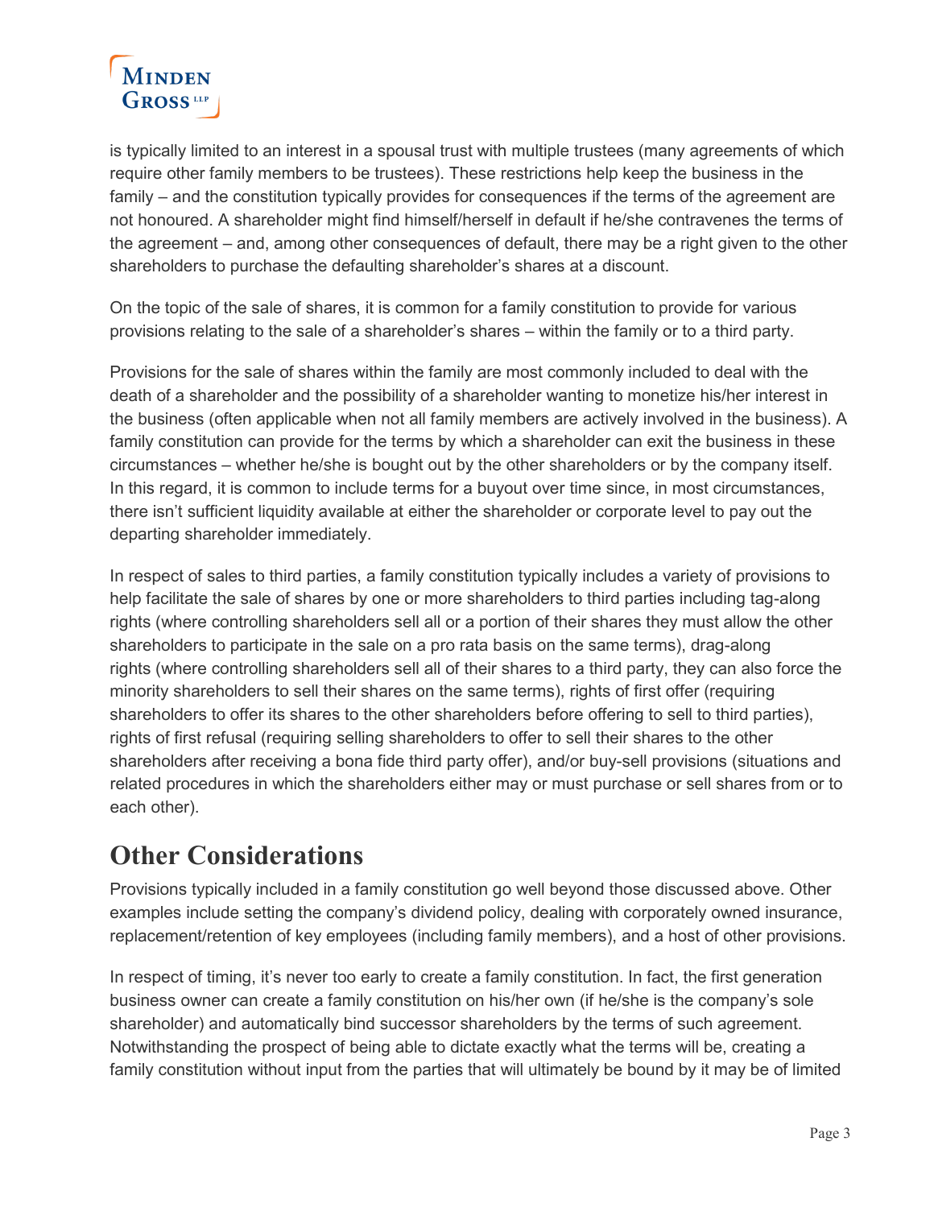is typically limited to an interest in a spousal trust with multiple trustees (many agreements of which require other family members to be trustees). These restrictions help keep the business in the family – and the constitution typically provides for consequences if the terms of the agreement are not honoured. A shareholder might find himself/herself in default if he/she contravenes the terms of the agreement – and, among other consequences of default, there may be a right given to the other shareholders to purchase the defaulting shareholder's shares at a discount.

On the topic of the sale of shares, it is common for a family constitution to provide for various provisions relating to the sale of a shareholder's shares – within the family or to a third party.

Provisions for the sale of shares within the family are most commonly included to deal with the death of a shareholder and the possibility of a shareholder wanting to monetize his/her interest in the business (often applicable when not all family members are actively involved in the business). A family constitution can provide for the terms by which a shareholder can exit the business in these circumstances – whether he/she is bought out by the other shareholders or by the company itself. In this regard, it is common to include terms for a buyout over time since, in most circumstances, there isn't sufficient liquidity available at either the shareholder or corporate level to pay out the departing shareholder immediately.

In respect of sales to third parties, a family constitution typically includes a variety of provisions to help facilitate the sale of shares by one or more shareholders to third parties including tag-along rights (where controlling shareholders sell all or a portion of their shares they must allow the other shareholders to participate in the sale on a pro rata basis on the same terms), drag-along rights (where controlling shareholders sell all of their shares to a third party, they can also force the minority shareholders to sell their shares on the same terms), rights of first offer (requiring shareholders to offer its shares to the other shareholders before offering to sell to third parties), rights of first refusal (requiring selling shareholders to offer to sell their shares to the other shareholders after receiving a bona fide third party offer), and/or buy-sell provisions (situations and related procedures in which the shareholders either may or must purchase or sell shares from or to each other).

## Other Considerations

Provisions typically included in a family constitution go well beyond those discussed above. Other examples include setting the company's dividend policy, dealing with corporately owned insurance, replacement/retention of key employees (including family members), and a host of other provisions.

In respect of timing, it's never too early to create a family constitution. In fact, the first generation business owner can create a family constitution on his/her own (if he/she is the company's sole shareholder) and automatically bind successor shareholders by the terms of such agreement. Notwithstanding the prospect of being able to dictate exactly what the terms will be, creating a family constitution without input from the parties that will ultimately be bound by it may be of limited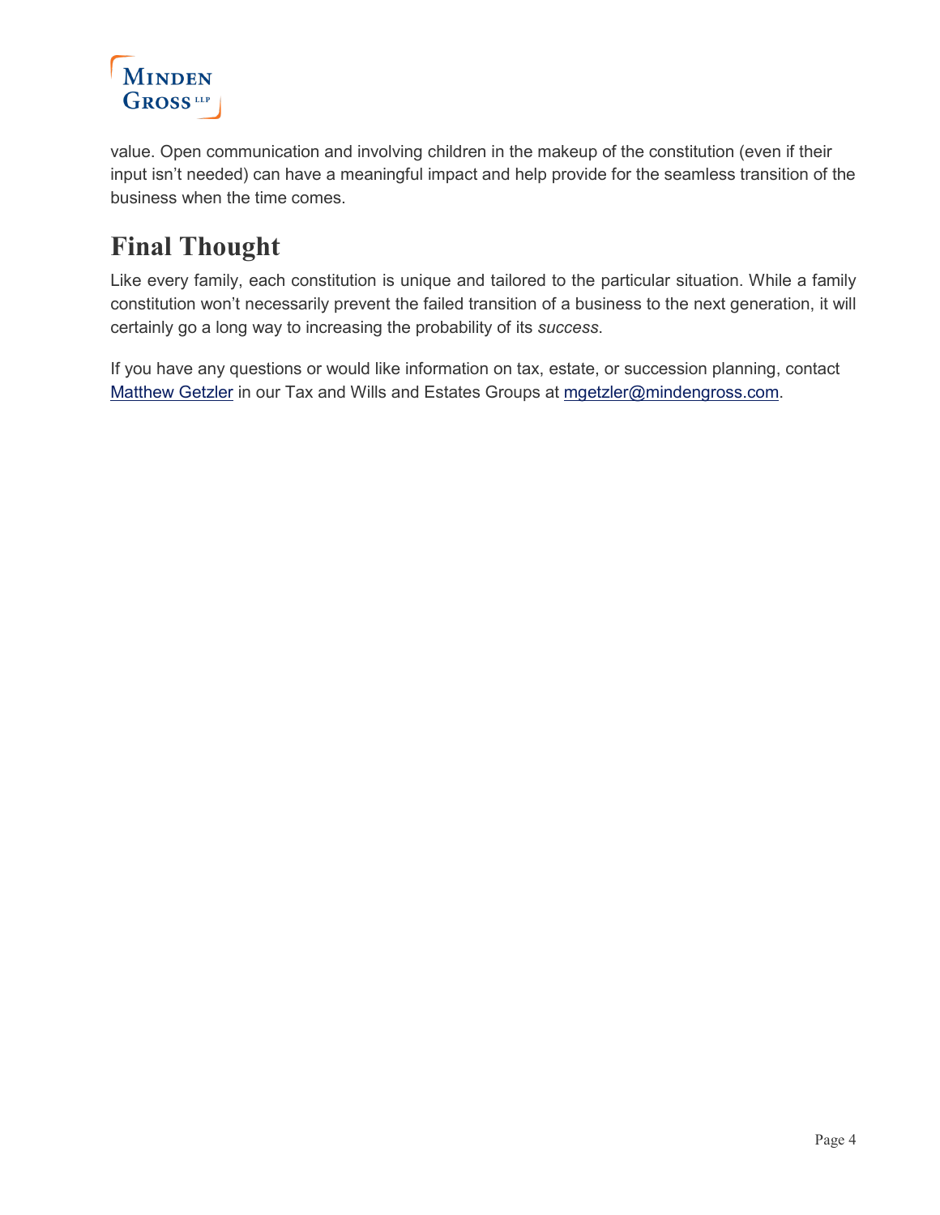value. Open communication and involving children in the makeup of the constitution (even if their input isn't needed) can have a meaningful impact and help provide for the seamless transition of the business when the time comes.

## Final Thought

Like every family, each constitution is unique and tailored to the particular situation. While a family constitution won't necessarily prevent the failed transition of a business to the next generation, it will certainly go a long way to increasing the probability of its *success.*

If you have any questions or would like information on tax, estate, or succession planning, contact Matthew Getzler in our Tax and Wills and Estates Groups at mgetzler@mindengross.com.